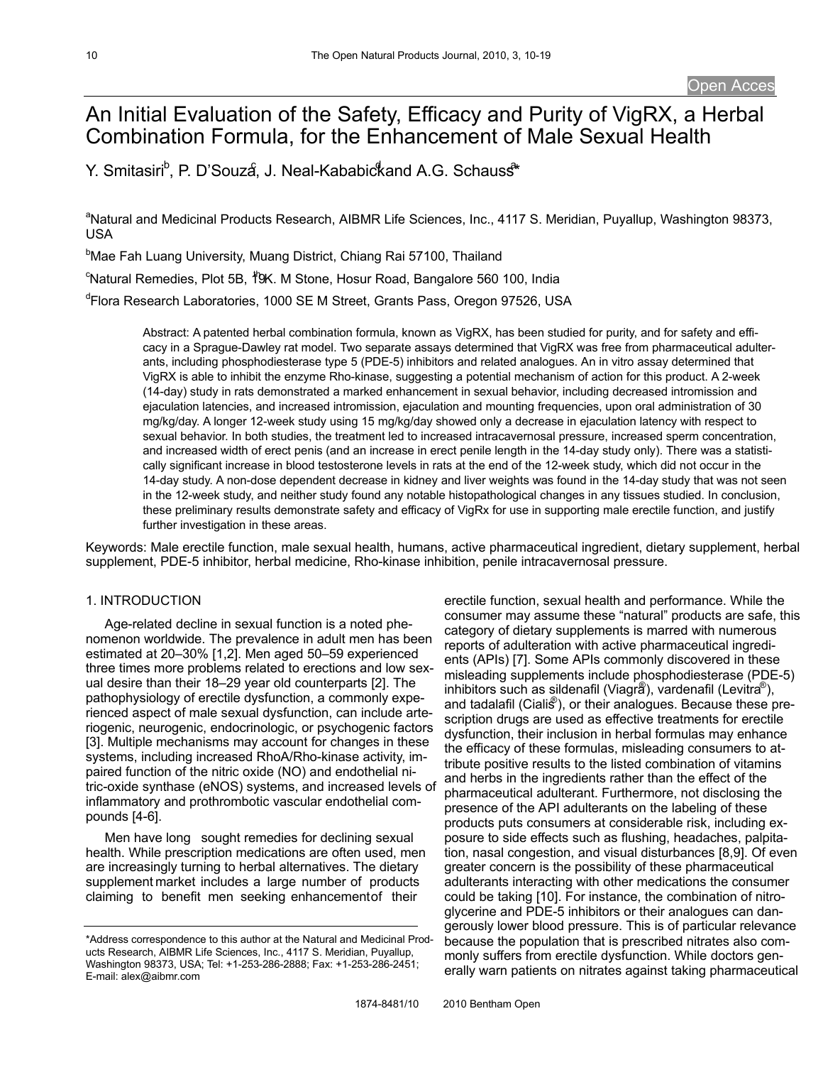Open Access

# An Initial Evaluation of the Safety, Efficacy and Purity of VigRX, a Herbal Combination Formula, for the Enhancement of Male Sexual Health

Y. Smitasiri[b], P. D'Souza[c], J. Neal-Kababick[d] and A.G. Schauss[a*]

[a]Natural and Medicinal Products Research, AIBMR Life Sciences, Inc., 4117 S. Meridian, Puyallup, Washington 98373, USA

[b]Mae Fah Luang University, Muang District, Chiang Rai 57100, Thailand

[c]Natural Remedies, Plot 5B, 19th K. M Stone, Hosur Road, Bangalore 560 100, India

[d]Flora Research Laboratories, 1000 SE M Street, Grants Pass, Oregon 97526, USA

**Abstract:** A patented herbal combination formula, known as VigRX, has been studied for purity, and for safety and efficacy in a Sprague-Dawley rat model. Two separate assays determined that VigRX was free from pharmaceutical adulterants, including phosphodiesterase type 5 (PDE-5) inhibitors and related analogues. An in vitro assay determined that VigRX is able to inhibit the enzyme Rho-kinase, suggesting a potential mechanism of action for this product. A 2-week (14-day) study in rats demonstrated a marked enhancement in sexual behavior, including decreased intromission and ejaculation latencies, and increased intromission, ejaculation and mounting frequencies, upon oral administration of 30 mg/kg/day. A longer 12-week study using 15 mg/kg/day showed only a decrease in ejaculation latency with respect to sexual behavior. In both studies, the treatment led to increased intracavernosal pressure, increased sperm concentration, and increased width of erect penis (and an increase in erect penile length in the 14-day study only). There was a statistically significant increase in blood testosterone levels in rats at the end of the 12-week study, which did not occur in the 14-day study. A non-dose dependent decrease in kidney and liver weights was found in the 14-day study that was not seen in the 12-week study, and neither study found any notable histopathological changes in any tissues studied. In conclusion, these preliminary results demonstrate safety and efficacy of VigRx for use in supporting male erectile function, and justify further investigation in these areas.

**Keywords:** Male erectile function, male sexual health, humans, active pharmaceutical ingredient, dietary supplement, herbal supplement, PDE-5 inhibitor, herbal medicine, Rho-kinase inhibition, penile intracavernosal pressure.

## 1. INTRODUCTION

Age-related decline in sexual function is a noted phenomenon worldwide. The prevalence in adult men has been estimated at 20–30% [1,2]. Men aged 50–59 experienced three times more problems related to erections and low sexual desire than their 18–29 year old counterparts [2]. The pathophysiology of erectile dysfunction, a commonly experienced aspect of male sexual dysfunction, can include arteriogenic, neurogenic, endocrinologic, or psychogenic factors [3]. Multiple mechanisms may account for changes in these systems, including increased RhoA/Rho-kinase activity, impaired function of the nitric oxide (NO) and endothelial nitric-oxide synthase (eNOS) systems, and increased levels of inflammatory and prothrombotic vascular endothelial compounds [4-6].

Men have long sought remedies for declining sexual health. While prescription medications are often used, men are increasingly turning to herbal alternatives. The dietary supplement market includes a large number of products claiming to benefit men seeking enhancement of their erectile function, sexual health and performance. While the consumer may assume these "natural" products are safe, this category of dietary supplements is marred with numerous reports of adulteration with active pharmaceutical ingredients (APIs) [7]. Some APIs commonly discovered in these misleading supplements include phosphodiesterase (PDE-5) inhibitors such as sildenafil (Viagra®), vardenafil (Levitra®), and tadalafil (Cialis®), or their analogues. Because these prescription drugs are used as effective treatments for erectile dysfunction, their inclusion in herbal formulas may enhance the efficacy of these formulas, misleading consumers to attribute positive results to the listed combination of vitamins and herbs in the ingredients rather than the effect of the pharmaceutical adulterant. Furthermore, not disclosing the presence of the API adulterants on the labeling of these products puts consumers at considerable risk, including exposure to side effects such as flushing, headaches, palpitation, nasal congestion, and visual disturbances [8,9]. Of even greater concern is the possibility of these pharmaceutical adulterants interacting with other medications the consumer could be taking [10]. For instance, the combination of nitroglycerine and PDE-5 inhibitors or their analogues can dangerously lower blood pressure. This is of particular relevance because the population that is prescribed nitrates also commonly suffers from erectile dysfunction. While doctors generally warn patients on nitrates against taking pharmaceutical

*Address correspondence to this author at the Natural and Medicinal Products Research, AIBMR Life Sciences, Inc., 4117 S. Meridian, Puyallup, Washington 98373, USA; Tel: +1-253-286-2888; Fax: +1-253-286-2451; E-mail: alex@aibmr.com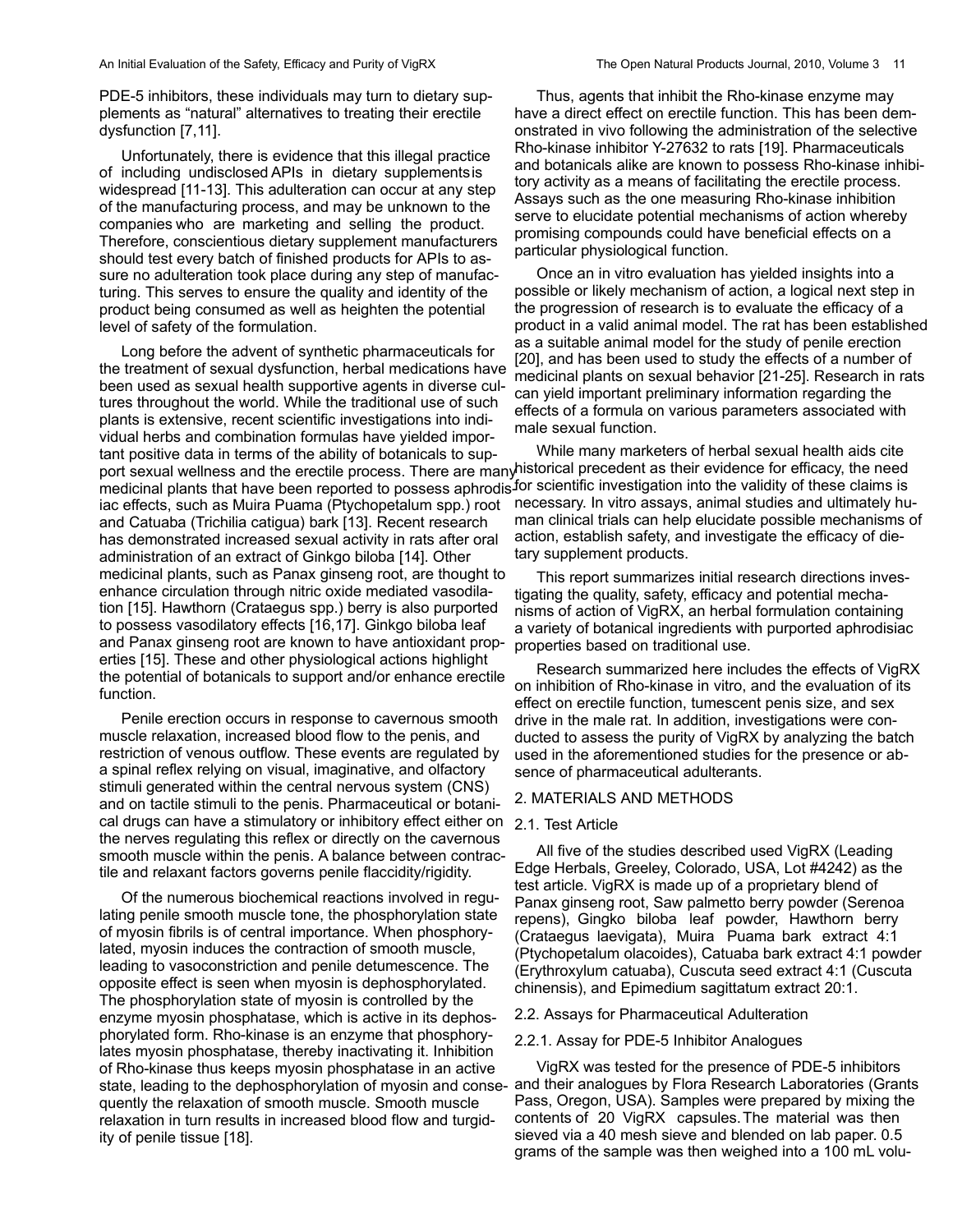PDE-5 inhibitors, these individuals may turn to dietary supplements as "natural" alternatives to treating their erectile dysfunction [7,11].

Unfortunately, there is evidence that this illegal practice of including undisclosed APIs in dietary supplements is widespread [11-13]. This adulteration can occur at any step of the manufacturing process, and may be unknown to the companies who are marketing and selling the product. Therefore, conscientious dietary supplement manufacturers should test every batch of finished products for APIs to assure no adulteration took place during any step of manufacturing. This serves to ensure the quality and identity of the product being consumed as well as heighten the potential level of safety of the formulation.

Long before the advent of synthetic pharmaceuticals for the treatment of sexual dysfunction, herbal medications have been used as sexual health supportive agents in diverse cultures throughout the world. While the traditional use of such plants is extensive, recent scientific investigations into individual herbs and combination formulas have yielded important positive data in terms of the ability of botanicals to support sexual wellness and the erectile process. There are many medicinal plants that have been reported to possess aphrodisiac effects, such as Muira Puama (Ptychopetalum spp.) root and Catuaba (Trichilia catigua) bark [13]. Recent research has demonstrated increased sexual activity in rats after oral administration of an extract of Ginkgo biloba [14]. Other medicinal plants, such as Panax ginseng root, are thought to enhance circulation through nitric oxide mediated vasodilation [15]. Hawthorn (Crataegus spp.) berry is also purported to possess vasodilatory effects [16,17]. Ginkgo biloba leaf and Panax ginseng root are known to have antioxidant properties [15]. These and other physiological actions highlight the potential of botanicals to support and/or enhance erectile function.

Penile erection occurs in response to cavernous smooth muscle relaxation, increased blood flow to the penis, and restriction of venous outflow. These events are regulated by a spinal reflex relying on visual, imaginative, and olfactory stimuli generated within the central nervous system (CNS) and on tactile stimuli to the penis. Pharmaceutical or botanical drugs can have a stimulatory or inhibitory effect either on the nerves regulating this reflex or directly on the cavernous smooth muscle within the penis. A balance between contractile and relaxant factors governs penile flaccidity/rigidity.

Of the numerous biochemical reactions involved in regulating penile smooth muscle tone, the phosphorylation state of myosin fibrils is of central importance. When phosphorylated, myosin induces the contraction of smooth muscle, leading to vasoconstriction and penile detumescence. The opposite effect is seen when myosin is dephosphorylated. The phosphorylation state of myosin is controlled by the enzyme myosin phosphatase, which is active in its dephosphorylated form. Rho-kinase is an enzyme that phosphorylates myosin phosphatase, thereby inactivating it. Inhibition of Rho-kinase thus keeps myosin phosphatase in an active state, leading to the dephosphorylation of myosin and consequently the relaxation of smooth muscle. Smooth muscle relaxation in turn results in increased blood flow and turgidity of penile tissue [18].

Thus, agents that inhibit the Rho-kinase enzyme may have a direct effect on erectile function. This has been demonstrated in vivo following the administration of the selective Rho-kinase inhibitor Y-27632 to rats [19]. Pharmaceuticals and botanicals alike are known to possess Rho-kinase inhibitory activity as a means of facilitating the erectile process. Assays such as the one measuring Rho-kinase inhibition serve to elucidate potential mechanisms of action whereby promising compounds could have beneficial effects on a particular physiological function.

Once an in vitro evaluation has yielded insights into a possible or likely mechanism of action, a logical next step in the progression of research is to evaluate the efficacy of a product in a valid animal model. The rat has been established as a suitable animal model for the study of penile erection [20], and has been used to study the effects of a number of medicinal plants on sexual behavior [21-25]. Research in rats can yield important preliminary information regarding the effects of a formula on various parameters associated with male sexual function.

While many marketers of herbal sexual health aids cite historical precedent as their evidence for efficacy, the need for scientific investigation into the validity of these claims is necessary. In vitro assays, animal studies and ultimately human clinical trials can help elucidate possible mechanisms of action, establish safety, and investigate the efficacy of dietary supplement products.

This report summarizes initial research directions investigating the quality, safety, efficacy and potential mechanisms of action of VigRX, an herbal formulation containing a variety of botanical ingredients with purported aphrodisiac properties based on traditional use.

Research summarized here includes the effects of VigRX on inhibition of Rho-kinase in vitro, and the evaluation of its effect on erectile function, tumescent penis size, and sex drive in the male rat. In addition, investigations were conducted to assess the purity of VigRX by analyzing the batch used in the aforementioned studies for the presence or absence of pharmaceutical adulterants.

## 2. MATERIALS AND METHODS

### 2.1. Test Article

All five of the studies described used VigRX (Leading Edge Herbals, Greeley, Colorado, USA, Lot #4242) as the test article. VigRX is made up of a proprietary blend of Panax ginseng root, Saw palmetto berry powder (Serenoa repens), Gingko biloba leaf powder, Hawthorn berry (Crataegus laevigata), Muira Puama bark extract 4:1 (Ptychopetalum olacoides), Catuaba bark extract 4:1 powder (Erythroxylum catuaba), Cuscuta seed extract 4:1 (Cuscuta chinensis), and Epimedium sagittatum extract 20:1.

### 2.2. Assays for Pharmaceutical Adulteration

#### 2.2.1. Assay for PDE-5 Inhibitor Analogues

VigRX was tested for the presence of PDE-5 inhibitors and their analogues by Flora Research Laboratories (Grants Pass, Oregon, USA). Samples were prepared by mixing the contents of 20 VigRX capsules. The material was then sieved via a 40 mesh sieve and blended on lab paper. 0.5 grams of the sample was then weighed into a 100 mL volu-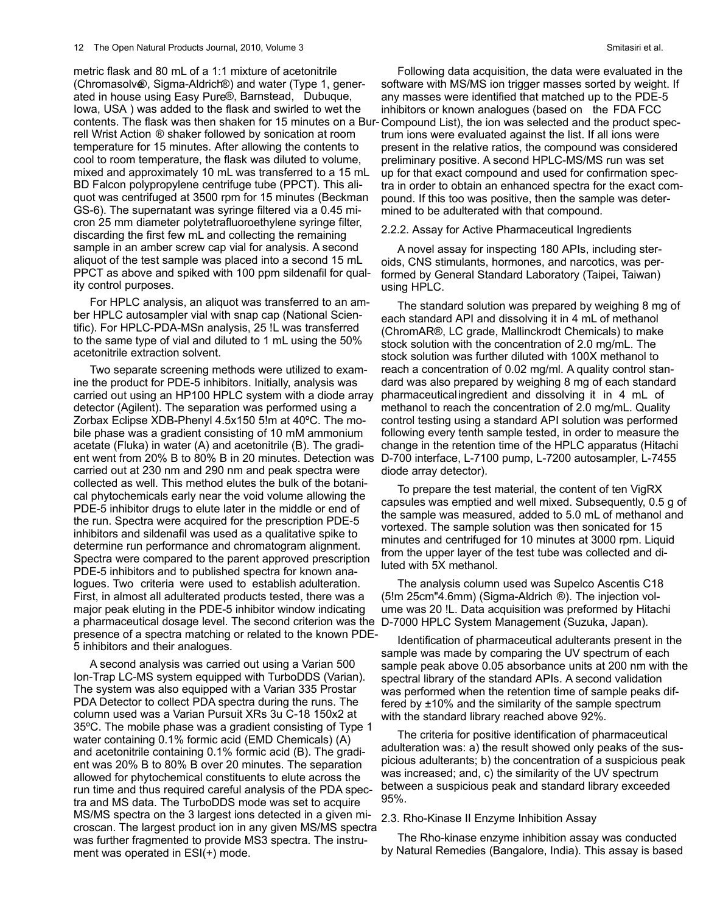metric flask and 80 mL of a 1:1 mixture of acetonitrile (Chromasolv®, Sigma-Aldrich®) and water (Type 1, generated in house using Easy Pure®, Barnstead, Dubuque, Iowa, USA ) was added to the flask and swirled to wet the contents. The flask was then shaken for 15 minutes on a Burrell Wrist Action ® shaker followed by sonication at room temperature for 15 minutes. After allowing the contents to cool to room temperature, the flask was diluted to volume, mixed and approximately 10 mL was transferred to a 15 mL BD Falcon polypropylene centrifuge tube (PPCT). This aliquot was centrifuged at 3500 rpm for 15 minutes (Beckman GS-6). The supernatant was syringe filtered via a 0.45 micron 25 mm diameter polytetrafluoroethylene syringe filter, discarding the first few mL and collecting the remaining sample in an amber screw cap vial for analysis. A second aliquot of the test sample was placed into a second 15 mL PPCT as above and spiked with 100 ppm sildenafil for quality control purposes.

For HPLC analysis, an aliquot was transferred to an amber HPLC autosampler vial with snap cap (National Scientific). For HPLC-PDA-MSn analysis, 25 !L was transferred to the same type of vial and diluted to 1 mL using the 50% acetonitrile extraction solvent.

Two separate screening methods were utilized to examine the product for PDE-5 inhibitors. Initially, analysis was carried out using an HP100 HPLC system with a diode array detector (Agilent). The separation was performed using a Zorbax Eclipse XDB-Phenyl 4.5x150 5!m at 40ºC. The mobile phase was a gradient consisting of 10 mM ammonium acetate (Fluka) in water (A) and acetonitrile (B). The gradient went from 20% B to 80% B in 20 minutes. Detection was carried out at 230 nm and 290 nm and peak spectra were collected as well. This method elutes the bulk of the botanical phytochemicals early near the void volume allowing the PDE-5 inhibitor drugs to elute later in the middle or end of the run. Spectra were acquired for the prescription PDE-5 inhibitors and sildenafil was used as a qualitative spike to determine run performance and chromatogram alignment. Spectra were compared to the parent approved prescription PDE-5 inhibitors and to published spectra for known analogues. Two criteria were used to establish adulteration. First, in almost all adulterated products tested, there was a major peak eluting in the PDE-5 inhibitor window indicating a pharmaceutical dosage level. The second criterion was the presence of a spectra matching or related to the known PDE-5 inhibitors and their analogues.

A second analysis was carried out using a Varian 500 Ion-Trap LC-MS system equipped with TurboDDS (Varian). The system was also equipped with a Varian 335 Prostar PDA Detector to collect PDA spectra during the runs. The column used was a Varian Pursuit XRs 3u C-18 150x2 at 35ºC. The mobile phase was a gradient consisting of Type 1 water containing 0.1% formic acid (EMD Chemicals) (A) and acetonitrile containing 0.1% formic acid (B). The gradient was 20% B to 80% B over 20 minutes. The separation allowed for phytochemical constituents to elute across the run time and thus required careful analysis of the PDA spectra and MS data. The TurboDDS mode was set to acquire MS/MS spectra on the 3 largest ions detected in a given microscan. The largest product ion in any given MS/MS spectra was further fragmented to provide MS3 spectra. The instrument was operated in ESI(+) mode.

Following data acquisition, the data were evaluated in the software with MS/MS ion trigger masses sorted by weight. If any masses were identified that matched up to the PDE-5 inhibitors or known analogues (based on the FDA FCC Compound List), the ion was selected and the product spectrum ions were evaluated against the list. If all ions were present in the relative ratios, the compound was considered preliminary positive. A second HPLC-MS/MS run was set up for that exact compound and used for confirmation spectra in order to obtain an enhanced spectra for the exact compound. If this too was positive, then the sample was determined to be adulterated with that compound.

#### 2.2.2. Assay for Active Pharmaceutical Ingredients

A novel assay for inspecting 180 APIs, including steroids, CNS stimulants, hormones, and narcotics, was performed by General Standard Laboratory (Taipei, Taiwan) using HPLC.

The standard solution was prepared by weighing 8 mg of each standard API and dissolving it in 4 mL of methanol (ChromAR®, LC grade, Mallinckrodt Chemicals) to make stock solution with the concentration of 2.0 mg/mL. The stock solution was further diluted with 100X methanol to reach a concentration of 0.02 mg/ml. A quality control standard was also prepared by weighing 8 mg of each standard pharmaceutical ingredient and dissolving it in 4 mL of methanol to reach the concentration of 2.0 mg/mL. Quality control testing using a standard API solution was performed following every tenth sample tested, in order to measure the change in the retention time of the HPLC apparatus (Hitachi D-700 interface, L-7100 pump, L-7200 autosampler, L-7455 diode array detector).

To prepare the test material, the content of ten VigRX capsules was emptied and well mixed. Subsequently, 0.5 g of the sample was measured, added to 5.0 mL of methanol and vortexed. The sample solution was then sonicated for 15 minutes and centrifuged for 10 minutes at 3000 rpm. Liquid from the upper layer of the test tube was collected and diluted with 5X methanol.

The analysis column used was Supelco Ascentis C18 (5!m 25cm"4.6mm) (Sigma-Aldrich ®). The injection volume was 20 !L. Data acquisition was preformed by Hitachi D-7000 HPLC System Management (Suzuka, Japan).

Identification of pharmaceutical adulterants present in the sample was made by comparing the UV spectrum of each sample peak above 0.05 absorbance units at 200 nm with the spectral library of the standard APIs. A second validation was performed when the retention time of sample peaks differed by ±10% and the similarity of the sample spectrum with the standard library reached above 92%.

The criteria for positive identification of pharmaceutical adulteration was: a) the result showed only peaks of the suspicious adulterants; b) the concentration of a suspicious peak was increased; and, c) the similarity of the UV spectrum between a suspicious peak and standard library exceeded 95%.

### 2.3. Rho-Kinase II Enzyme Inhibition Assay

The Rho-kinase enzyme inhibition assay was conducted by Natural Remedies (Bangalore, India). This assay is based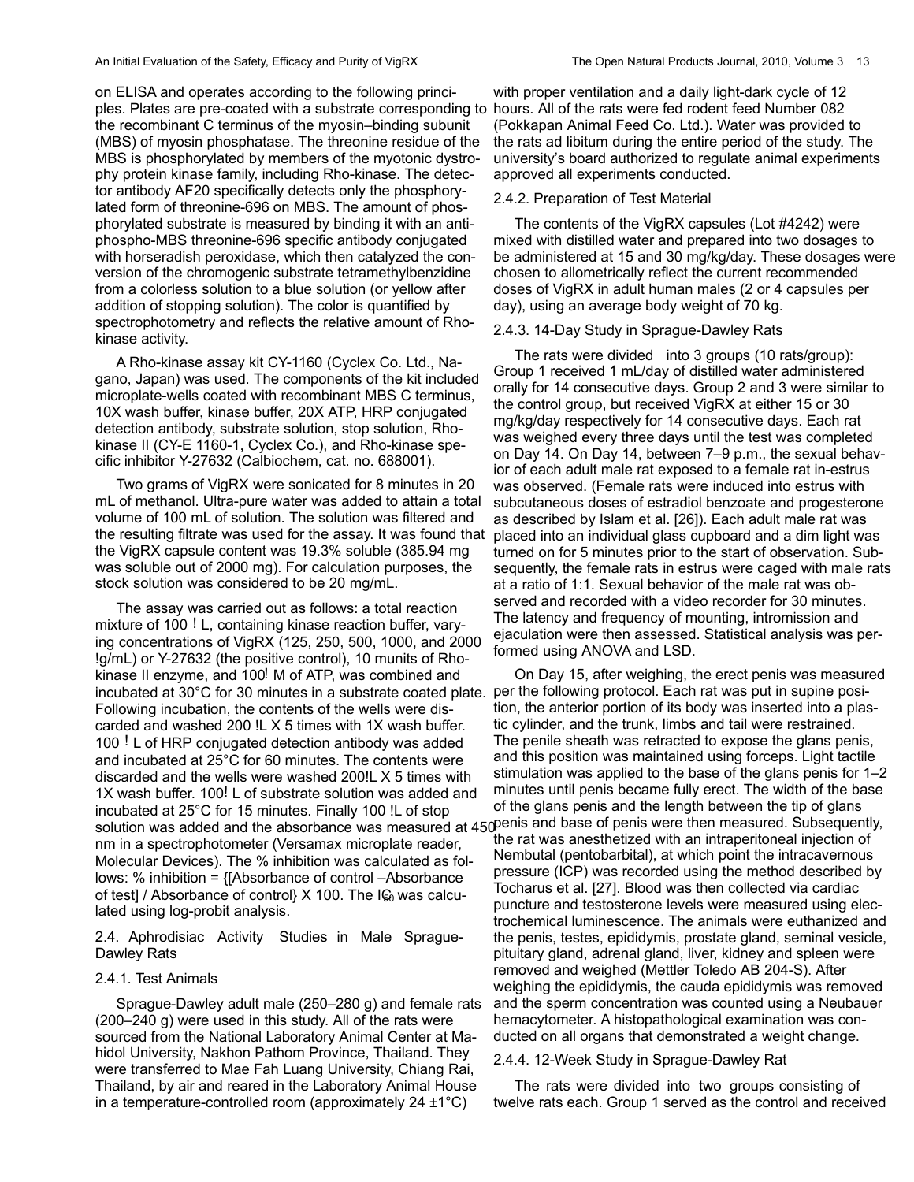on ELISA and operates according to the following principles. Plates are pre-coated with a substrate corresponding to the recombinant C terminus of the myosin–binding subunit (MBS) of myosin phosphatase. The threonine residue of the MBS is phosphorylated by members of the myotonic dystrophy protein kinase family, including Rho-kinase. The detector antibody AF20 specifically detects only the phosphorylated form of threonine-696 on MBS. The amount of phosphorylated substrate is measured by binding it with an anti-phospho-MBS threonine-696 specific antibody conjugated with horseradish peroxidase, which then catalyzed the conversion of the chromogenic substrate tetramethylbenzidine from a colorless solution to a blue solution (or yellow after addition of stopping solution). The color is quantified by spectrophotometry and reflects the relative amount of Rho-kinase activity.

A Rho-kinase assay kit CY-1160 (Cyclex Co. Ltd., Nagano, Japan) was used. The components of the kit included microplate-wells coated with recombinant MBS C terminus, 10X wash buffer, kinase buffer, 20X ATP, HRP conjugated detection antibody, substrate solution, stop solution, Rho-kinase II (CY-E 1160-1, Cyclex Co.), and Rho-kinase specific inhibitor Y-27632 (Calbiochem, cat. no. 688001).

Two grams of VigRX were sonicated for 8 minutes in 20 mL of methanol. Ultra-pure water was added to attain a total volume of 100 mL of solution. The solution was filtered and the resulting filtrate was used for the assay. It was found that the VigRX capsule content was 19.3% soluble (385.94 mg was soluble out of 2000 mg). For calculation purposes, the stock solution was considered to be 20 mg/mL.

The assay was carried out as follows: a total reaction mixture of 100 ! L, containing kinase reaction buffer, varying concentrations of VigRX (125, 250, 500, 1000, and 2000 !g/mL) or Y-27632 (the positive control), 10 munits of Rho-kinase II enzyme, and 100! M of ATP, was combined and incubated at 30°C for 30 minutes in a substrate coated plate. Following incubation, the contents of the wells were discarded and washed 200 !L X 5 times with 1X wash buffer. 100 ! L of HRP conjugated detection antibody was added and incubated at 25°C for 60 minutes. The contents were discarded and the wells were washed 200!L X 5 times with 1X wash buffer. 100! L of substrate solution was added and incubated at 25°C for 15 minutes. Finally 100 !L of stop solution was added and the absorbance was measured at 450 nm in a spectrophotometer (Versamax microplate reader, Molecular Devices). The % inhibition was calculated as follows: % inhibition = {[Absorbance of control –Absorbance of test] / Absorbance of control} X 100. The $IC_{50}$ was calculated using log-probit analysis.

## 2.4. Aphrodisiac Activity Studies in Male Sprague-Dawley Rats

### 2.4.1. Test Animals

Sprague-Dawley adult male (250–280 g) and female rats (200–240 g) were used in this study. All of the rats were sourced from the National Laboratory Animal Center at Mahidol University, Nakhon Pathom Province, Thailand. They were transferred to Mae Fah Luang University, Chiang Rai, Thailand, by air and reared in the Laboratory Animal House in a temperature-controlled room (approximately 24 ±1°C) with proper ventilation and a daily light-dark cycle of 12 hours. All of the rats were fed rodent feed Number 082 (Pokkapan Animal Feed Co. Ltd.). Water was provided to the rats ad libitum during the entire period of the study. The university's board authorized to regulate animal experiments approved all experiments conducted.

### 2.4.2. Preparation of Test Material

The contents of the VigRX capsules (Lot #4242) were mixed with distilled water and prepared into two dosages to be administered at 15 and 30 mg/kg/day. These dosages were chosen to allometrically reflect the current recommended doses of VigRX in adult human males (2 or 4 capsules per day), using an average body weight of 70 kg.

### 2.4.3. 14-Day Study in Sprague-Dawley Rats

The rats were divided into 3 groups (10 rats/group): Group 1 received 1 mL/day of distilled water administered orally for 14 consecutive days. Group 2 and 3 were similar to the control group, but received VigRX at either 15 or 30 mg/kg/day respectively for 14 consecutive days. Each rat was weighed every three days until the test was completed on Day 14. On Day 14, between 7–9 p.m., the sexual behavior of each adult male rat exposed to a female rat in-estrus was observed. (Female rats were induced into estrus with subcutaneous doses of estradiol benzoate and progesterone as described by Islam et al. [26]). Each adult male rat was placed into an individual glass cupboard and a dim light was turned on for 5 minutes prior to the start of observation. Subsequently, the female rats in estrus were caged with male rats at a ratio of 1:1. Sexual behavior of the male rat was observed and recorded with a video recorder for 30 minutes. The latency and frequency of mounting, intromission and ejaculation were then assessed. Statistical analysis was performed using ANOVA and LSD.

On Day 15, after weighing, the erect penis was measured per the following protocol. Each rat was put in supine position, the anterior portion of its body was inserted into a plastic cylinder, and the trunk, limbs and tail were restrained. The penile sheath was retracted to expose the glans penis, and this position was maintained using forceps. Light tactile stimulation was applied to the base of the glans penis for 1–2 minutes until penis became fully erect. The width of the base of the glans penis and the length between the tip of glans penis and base of penis were then measured. Subsequently, the rat was anesthetized with an intraperitoneal injection of Nembutal (pentobarbital), at which point the intracavernous pressure (ICP) was recorded using the method described by Tocharus et al. [27]. Blood was then collected via cardiac puncture and testosterone levels were measured using electrochemical luminescence. The animals were euthanized and the penis, testes, epididymis, prostate gland, seminal vesicle, pituitary gland, adrenal gland, liver, kidney and spleen were removed and weighed (Mettler Toledo AB 204-S). After weighing the epididymis, the cauda epididymis was removed and the sperm concentration was counted using a Neubauer hemacytometer. A histopathological examination was conducted on all organs that demonstrated a weight change.

### 2.4.4. 12-Week Study in Sprague-Dawley Rat

The rats were divided into two groups consisting of twelve rats each. Group 1 served as the control and received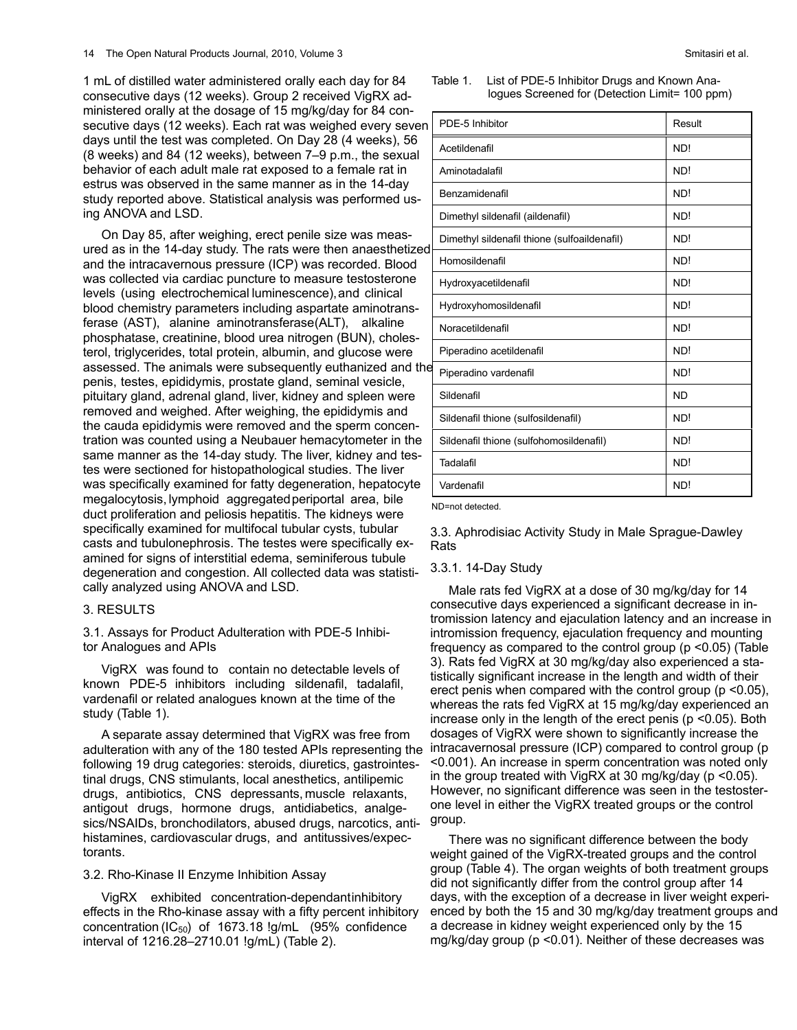1 mL of distilled water administered orally each day for 84 consecutive days (12 weeks). Group 2 received VigRX administered orally at the dosage of 15 mg/kg/day for 84 consecutive days (12 weeks). Each rat was weighed every seven days until the test was completed. On Day 28 (4 weeks), 56 (8 weeks) and 84 (12 weeks), between 7–9 p.m., the sexual behavior of each adult male rat exposed to a female rat in estrus was observed in the same manner as in the 14-day study reported above. Statistical analysis was performed using ANOVA and LSD.

On Day 85, after weighing, erect penile size was measured as in the 14-day study. The rats were then anaesthetized and the intracavernous pressure (ICP) was recorded. Blood was collected via cardiac puncture to measure testosterone levels (using electrochemical luminescence), and clinical blood chemistry parameters including aspartate aminotransferase (AST), alanine aminotransferase(ALT), alkaline phosphatase, creatinine, blood urea nitrogen (BUN), cholesterol, triglycerides, total protein, albumin, and glucose were assessed. The animals were subsequently euthanized and the penis, testes, epididymis, prostate gland, seminal vesicle, pituitary gland, adrenal gland, liver, kidney and spleen were removed and weighed. After weighing, the epididymis and the cauda epididymis were removed and the sperm concentration was counted using a Neubauer hemacytometer in the same manner as the 14-day study. The liver, kidney and testes were sectioned for histopathological studies. The liver was specifically examined for fatty degeneration, hepatocyte megalocytosis, lymphoid aggregated periportal area, bile duct proliferation and peliosis hepatitis. The kidneys were specifically examined for multifocal tubular cysts, tubular casts and tubulonephrosis. The testes were specifically examined for signs of interstitial edema, seminiferous tubule degeneration and congestion. All collected data was statistically analyzed using ANOVA and LSD.

## 3. RESULTS

### 3.1. Assays for Product Adulteration with PDE-5 Inhibitor Analogues and APIs

VigRX was found to contain no detectable levels of known PDE-5 inhibitors including sildenafil, tadalafil, vardenafil or related analogues known at the time of the study (Table 1).

A separate assay determined that VigRX was free from adulteration with any of the 180 tested APIs representing the following 19 drug categories: steroids, diuretics, gastrointestinal drugs, CNS stimulants, local anesthetics, antilipemic drugs, antibiotics, CNS depressants, muscle relaxants, antigout drugs, hormone drugs, antidiabetics, analgesics/NSAIDs, bronchodilators, abused drugs, narcotics, antihistamines, cardiovascular drugs, and antitussives/expectorants.

### 3.2. Rho-Kinase II Enzyme Inhibition Assay

VigRX exhibited concentration-dependant inhibitory effects in the Rho-kinase assay with a fifty percent inhibitory concentration ($IC_{50}$) of 1673.18 !g/mL (95% confidence interval of 1216.28–2710.01 !g/mL) (Table 2).

Table 1. List of PDE-5 Inhibitor Drugs and Known Analogues Screened for (Detection Limit= 100 ppm)

| PDE-5 Inhibitor | Result |
|---|---|
| Acetildenafil | ND! |
| Aminotadalafil | ND! |
| Benzamidenafil | ND! |
| Dimethyl sildenafil (aildenafil) | ND! |
| Dimethyl sildenafil thione (sulfoaildenafil) | ND! |
| Homosildenafil | ND! |
| Hydroxyacetildenafil | ND! |
| Hydroxyhomosildenafil | ND! |
| Noracetildenafil | ND! |
| Piperadino acetildenafil | ND! |
| Piperadino vardenafil | ND! |
| Sildenafil | ND |
| Sildenafil thione (sulfosildenafil) | ND! |
| Sildenafil thione (sulfohomosildenafil) | ND! |
| Tadalafil | ND! |
| Vardenafil | ND! |

ND=not detected.

### 3.3. Aphrodisiac Activity Study in Male Sprague-Dawley Rats

#### 3.3.1. 14-Day Study

Male rats fed VigRX at a dose of 30 mg/kg/day for 14 consecutive days experienced a significant decrease in intromission latency and ejaculation latency and an increase in intromission frequency, ejaculation frequency and mounting frequency as compared to the control group ($p < 0.05$) (Table 3). Rats fed VigRX at 30 mg/kg/day also experienced a statistically significant increase in the length and width of their erect penis when compared with the control group ($p < 0.05$), whereas the rats fed VigRX at 15 mg/kg/day experienced an increase only in the length of the erect penis ($p < 0.05$). Both dosages of VigRX were shown to significantly increase the intracavernosal pressure (ICP) compared to control group ($p < 0.001$). An increase in sperm concentration was noted only in the group treated with VigRX at 30 mg/kg/day ($p < 0.05$). However, no significant difference was seen in the testosterone level in either the VigRX treated groups or the control group.

There was no significant difference between the body weight gained of the VigRX-treated groups and the control group (Table 4). The organ weights of both treatment groups did not significantly differ from the control group after 14 days, with the exception of a decrease in liver weight experienced by both the 15 and 30 mg/kg/day treatment groups and a decrease in kidney weight experienced only by the 15 mg/kg/day group ($p < 0.01$). Neither of these decreases was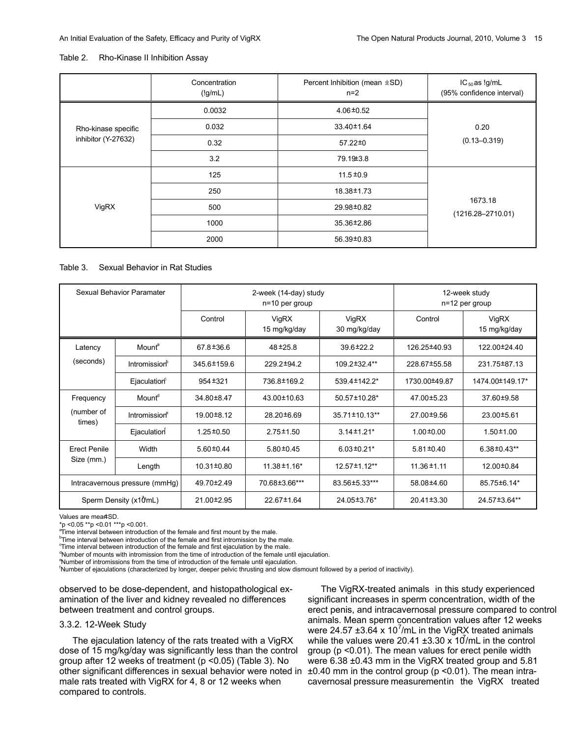Table 2. Rho-Kinase II Inhibition Assay

| | Concentration (!g/mL) | Percent Inhibition (mean ±SD) n=2 | $IC_{50}$ as !g/mL (95% confidence interval) |
|---|---|---|---|
| Rho-kinase specific inhibitor (Y-27632) | 0.0032 | 4.06±0.52 | 0.20 (0.13–0.319) |
| | 0.032 | 33.40±1.64 | |
| | 0.32 | 57.22±0 | |
| | 3.2 | 79.19±3.8 | |
| VigRX | 125 | 11.5±0.9 | 1673.18 (1216.28–2710.01) |
| | 250 | 18.38±1.73 | |
| | 500 | 29.98±0.82 | |
| | 1000 | 35.36±2.86 | |
| | 2000 | 56.39±0.83 | |

Table 3. Sexual Behavior in Rat Studies

| Sexual Behavior Paramater | | 2-week (14-day) study n=10 per group | | | 12-week study n=12 per group | |
|---|---|---|---|---|---|---|
| | | Control | VigRX 15 mg/kg/day | VigRX 30 mg/kg/day | Control | VigRX 15 mg/kg/day |
| Latency (seconds) | Mount[a] | 67.8±36.6 | 48±25.8 | 39.6±22.2 | 126.25±40.93 | 122.00±24.40 |
| | Intromission[b] | 345.6±159.6 | 229.2±94.2 | 109.2±32.4** | 228.67±55.58 | 231.75±87.13 |
| | Ejaculation[c] | 954±321 | 736.8±169.2 | 539.4±142.2* | 1730.00±49.87 | 1474.00±149.17* |
| Frequency (number of times) | Mount[d] | 34.80±8.47 | 43.00±10.63 | 50.57±10.28* | 47.00±5.23 | 37.60±9.58 |
| | Intromission[e] | 19.00±8.12 | 28.20±6.69 | 35.71±10.13** | 27.00±9.56 | 23.00±5.61 |
| | Ejaculation[f] | 1.25±0.50 | 2.75±1.50 | 3.14±1.21* | 1.00±0.00 | 1.50±1.00 |
| Erect Penile Size (mm.) | Width | 5.60±0.44 | 5.80±0.45 | 6.03±0.21* | 5.81±0.40 | 6.38±0.43** |
| | Length | 10.31±0.80 | 11.38±1.16* | 12.57±1.12** | 11.36±1.11 | 12.00±0.84 |
| Intracavernous pressure (mmHg) | | 49.70±2.49 | 70.68±3.66*** | 83.56±5.33*** | 58.08±4.60 | 85.75±6.14* |
| Sperm Density ($x10^7$/mL) | | 21.00±2.95 | 22.67±1.64 | 24.05±3.76* | 20.41±3.30 | 24.57±3.64** |

Values are mean±SD.
*p <0.05 **p <0.01 ***p <0.001.
[a]Time interval between introduction of the female and first mount by the male.
[b]Time interval between introduction of the female and first intromission by the male.
[c]Time interval between introduction of the female and first ejaculation by the male.
[d]Number of mounts with intromission from the time of introduction of the female until ejaculation.
[e]Number of intromissions from the time of introduction of the female until ejaculation.
[f]Number of ejaculations (characterized by longer, deeper pelvic thrusting and slow dismount followed by a period of inactivity).

observed to be dose-dependent, and histopathological examination of the liver and kidney revealed no differences between treatment and control groups.

### 3.3.2. 12-Week Study

The ejaculation latency of the rats treated with a VigRX dose of 15 mg/kg/day was significantly less than the control group after 12 weeks of treatment ($p < 0.05$) (Table 3). No other significant differences in sexual behavior were noted in male rats treated with VigRX for 4, 8 or 12 weeks when compared to controls.

The VigRX-treated animals in this study experienced significant increases in sperm concentration, width of the erect penis, and intracavernosal pressure compared to control animals. Mean sperm concentration values after 12 weeks were 24.57 ±3.64 x $10^7$/mL in the VigRX treated animals while the values were 20.41 ±3.30 x $10^7$/mL in the control group ($p < 0.01$). The mean values for erect penile width were 6.38 ±0.43 mm in the VigRX treated group and 5.81 ±0.40 mm in the control group ($p < 0.01$). The mean intracavernosal pressure measurement in the VigRX treated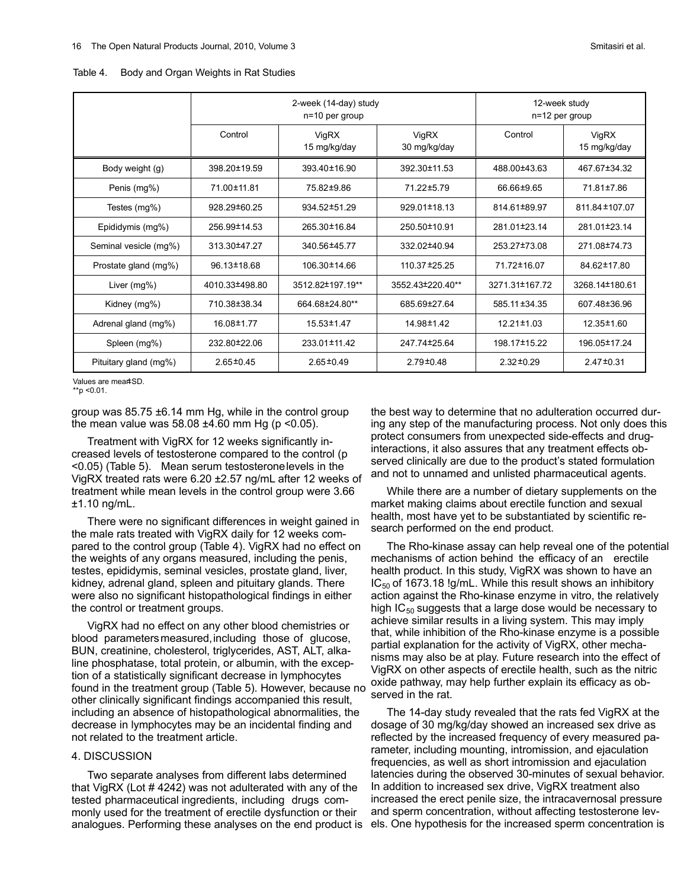Table 4. Body and Organ Weights in Rat Studies

| | 2-week (14-day) study n=10 per group | | | 12-week study n=12 per group | |
|---|---|---|---|---|---|
| | Control | VigRX 15 mg/kg/day | VigRX 30 mg/kg/day | Control | VigRX 15 mg/kg/day |
| Body weight (g) | 398.20±19.59 | 393.40±16.90 | 392.30±11.53 | 488.00±43.63 | 467.67±34.32 |
| Penis (mg%) | 71.00±11.81 | 75.82±9.86 | 71.22±5.79 | 66.66±9.65 | 71.81±7.86 |
| Testes (mg%) | 928.29±60.25 | 934.52±51.29 | 929.01±18.13 | 814.61±89.97 | 811.84±107.07 |
| Epididymis (mg%) | 256.99±14.53 | 265.30±16.84 | 250.50±10.91 | 281.01±23.14 | 281.01±23.14 |
| Seminal vesicle (mg%) | 313.30±47.27 | 340.56±45.77 | 332.02±40.94 | 253.27±73.08 | 271.08±74.73 |
| Prostate gland (mg%) | 96.13±18.68 | 106.30±14.66 | 110.37±25.25 | 71.72±16.07 | 84.62±17.80 |
| Liver (mg%) | 4010.33±498.80 | 3512.82±197.19** | 3552.43±220.40** | 3271.31±167.72 | 3268.14±180.61 |
| Kidney (mg%) | 710.38±38.34 | 664.68±24.80** | 685.69±27.64 | 585.11±34.35 | 607.48±36.96 |
| Adrenal gland (mg%) | 16.08±1.77 | 15.53±1.47 | 14.98±1.42 | 12.21±1.03 | 12.35±1.60 |
| Spleen (mg%) | 232.80±22.06 | 233.01±11.42 | 247.74±25.64 | 198.17±15.22 | 196.05±17.24 |
| Pituitary gland (mg%) | 2.65±0.45 | 2.65±0.49 | 2.79±0.48 | 2.32±0.29 | 2.47±0.31 |

Values are mean±SD.
**p <0.01.

group was 85.75 ±6.14 mm Hg, while in the control group the mean value was 58.08 ±4.60 mm Hg (p <0.05).

Treatment with VigRX for 12 weeks significantly increased levels of testosterone compared to the control (p <0.05) (Table 5). Mean serum testosterone levels in the VigRX treated rats were 6.20 ±2.57 ng/mL after 12 weeks of treatment while mean levels in the control group were 3.66 ±1.10 ng/mL.

There were no significant differences in weight gained in the male rats treated with VigRX daily for 12 weeks compared to the control group (Table 4). VigRX had no effect on the weights of any organs measured, including the penis, testes, epididymis, seminal vesicles, prostate gland, liver, kidney, adrenal gland, spleen and pituitary glands. There were also no significant histopathological findings in either the control or treatment groups.

VigRX had no effect on any other blood chemistries or blood parameters measured, including those of glucose, BUN, creatinine, cholesterol, triglycerides, AST, ALT, alkaline phosphatase, total protein, or albumin, with the exception of a statistically significant decrease in lymphocytes found in the treatment group (Table 5). However, because no other clinically significant findings accompanied this result, including an absence of histopathological abnormalities, the decrease in lymphocytes may be an incidental finding and not related to the treatment article.

## 4. DISCUSSION

Two separate analyses from different labs determined that VigRX (Lot # 4242) was not adulterated with any of the tested pharmaceutical ingredients, including drugs commonly used for the treatment of erectile dysfunction or their analogues. Performing these analyses on the end product is the best way to determine that no adulteration occurred during any step of the manufacturing process. Not only does this protect consumers from unexpected side-effects and drug-interactions, it also assures that any treatment effects observed clinically are due to the product's stated formulation and not to unnamed and unlisted pharmaceutical agents.

While there are a number of dietary supplements on the market making claims about erectile function and sexual health, most have yet to be substantiated by scientific research performed on the end product.

The Rho-kinase assay can help reveal one of the potential mechanisms of action behind the efficacy of an erectile health product. In this study, VigRX was shown to have an $IC_{50}$ of 1673.18 !g/mL. While this result shows an inhibitory action against the Rho-kinase enzyme in vitro, the relatively high $IC_{50}$ suggests that a large dose would be necessary to achieve similar results in a living system. This may imply that, while inhibition of the Rho-kinase enzyme is a possible partial explanation for the activity of VigRX, other mechanisms may also be at play. Future research into the effect of VigRX on other aspects of erectile health, such as the nitric oxide pathway, may help further explain its efficacy as observed in the rat.

The 14-day study revealed that the rats fed VigRX at the dosage of 30 mg/kg/day showed an increased sex drive as reflected by the increased frequency of every measured parameter, including mounting, intromission, and ejaculation frequencies, as well as short intromission and ejaculation latencies during the observed 30-minutes of sexual behavior. In addition to increased sex drive, VigRX treatment also increased the erect penile size, the intracavernosal pressure and sperm concentration, without affecting testosterone levels. One hypothesis for the increased sperm concentration is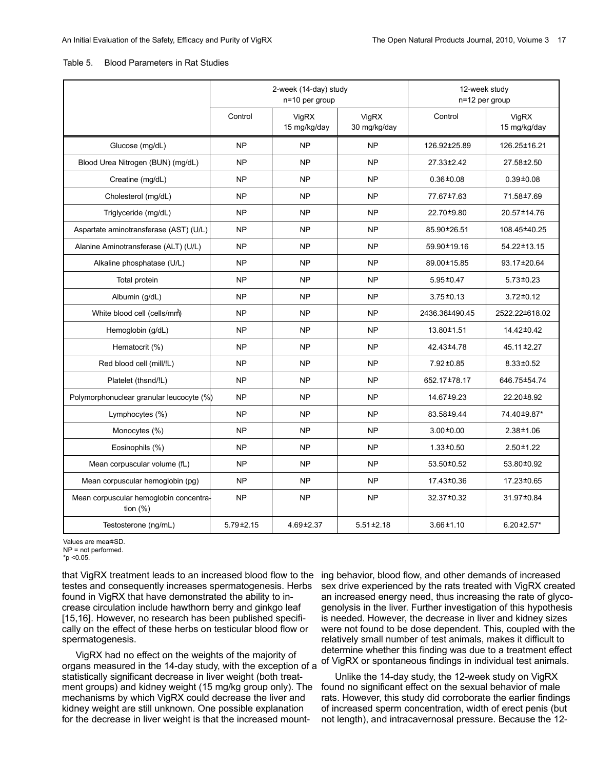Table 5. Blood Parameters in Rat Studies

| | 2-week (14-day) study n=10 per group | | | 12-week study n=12 per group | |
|---|---|---|---|---|---|
| | Control | VigRX 15 mg/kg/day | VigRX 30 mg/kg/day | Control | VigRX 15 mg/kg/day |
| Glucose (mg/dL) | NP | NP | NP | 126.92±25.89 | 126.25±16.21 |
| Blood Urea Nitrogen (BUN) (mg/dL) | NP | NP | NP | 27.33±2.42 | 27.58±2.50 |
| Creatine (mg/dL) | NP | NP | NP | 0.36±0.08 | 0.39±0.08 |
| Cholesterol (mg/dL) | NP | NP | NP | 77.67±7.63 | 71.58±7.69 |
| Triglyceride (mg/dL) | NP | NP | NP | 22.70±9.80 | 20.57±14.76 |
| Aspartate aminotransferase (AST) (U/L) | NP | NP | NP | 85.90±26.51 | 108.45±40.25 |
| Alanine Aminotransferase (ALT) (U/L) | NP | NP | NP | 59.90±19.16 | 54.22±13.15 |
| Alkaline phosphatase (U/L) | NP | NP | NP | 89.00±15.85 | 93.17±20.64 |
| Total protein | NP | NP | NP | 5.95±0.47 | 5.73±0.23 |
| Albumin (g/dL) | NP | NP | NP | 3.75±0.13 | 3.72±0.12 |
| White blood cell (cells/mm$^3$) | NP | NP | NP | 2436.36±490.45 | 2522.22±618.02 |
| Hemoglobin (g/dL) | NP | NP | NP | 13.80±1.51 | 14.42±0.42 |
| Hematocrit (%) | NP | NP | NP | 42.43±4.78 | 45.11±2.27 |
| Red blood cell (mill/!L) | NP | NP | NP | 7.92±0.85 | 8.33±0.52 |
| Platelet (thsnd/!L) | NP | NP | NP | 652.17±78.17 | 646.75±54.74 |
| Polymorphonuclear granular leucocyte (%) | NP | NP | NP | 14.67±9.23 | 22.20±8.92 |
| Lymphocytes (%) | NP | NP | NP | 83.58±9.44 | 74.40±9.87* |
| Monocytes (%) | NP | NP | NP | 3.00±0.00 | 2.38±1.06 |
| Eosinophils (%) | NP | NP | NP | 1.33±0.50 | 2.50±1.22 |
| Mean corpuscular volume (fL) | NP | NP | NP | 53.50±0.52 | 53.80±0.92 |
| Mean corpuscular hemoglobin (pg) | NP | NP | NP | 17.43±0.36 | 17.23±0.65 |
| Mean corpuscular hemoglobin concentration (%) | NP | NP | NP | 32.37±0.32 | 31.97±0.84 |
| Testosterone (ng/mL) | 5.79±2.15 | 4.69±2.37 | 5.51±2.18 | 3.66±1.10 | 6.20±2.57* |

Values are mean±SD.
NP = not performed.
*p <0.05.

that VigRX treatment leads to an increased blood flow to the testes and consequently increases spermatogenesis. Herbs found in VigRX that have demonstrated the ability to increase circulation include hawthorn berry and ginkgo leaf [15,16]. However, no research has been published specifically on the effect of these herbs on testicular blood flow or spermatogenesis.

VigRX had no effect on the weights of the majority of organs measured in the 14-day study, with the exception of a statistically significant decrease in liver weight (both treatment groups) and kidney weight (15 mg/kg group only). The mechanisms by which VigRX could decrease the liver and kidney weight are still unknown. One possible explanation for the decrease in liver weight is that the increased mounting behavior, blood flow, and other demands of increased sex drive experienced by the rats treated with VigRX created an increased energy need, thus increasing the rate of glycogenolysis in the liver. Further investigation of this hypothesis is needed. However, the decrease in liver and kidney sizes were not found to be dose dependent. This, coupled with the relatively small number of test animals, makes it difficult to determine whether this finding was due to a treatment effect of VigRX or spontaneous findings in individual test animals.

Unlike the 14-day study, the 12-week study on VigRX found no significant effect on the sexual behavior of male rats. However, this study did corroborate the earlier findings of increased sperm concentration, width of erect penis (but not length), and intracavernosal pressure. Because the 12-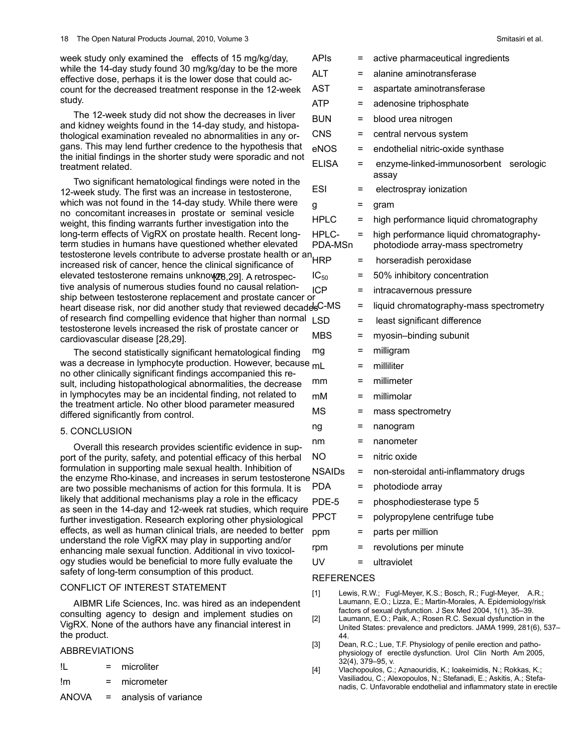week study only examined the effects of 15 mg/kg/day, while the 14-day study found 30 mg/kg/day to be the more effective dose, perhaps it is the lower dose that could account for the decreased treatment response in the 12-week study.

The 12-week study did not show the decreases in liver and kidney weights found in the 14-day study, and histopathological examination revealed no abnormalities in any organs. This may lend further credence to the hypothesis that the initial findings in the shorter study were sporadic and not treatment related.

Two significant hematological findings were noted in the 12-week study. The first was an increase in testosterone, which was not found in the 14-day study. While there were no concomitant increases in prostate or seminal vesicle weight, this finding warrants further investigation into the long-term effects of VigRX on prostate health. Recent long-term studies in humans have questioned whether elevated testosterone levels contribute to adverse prostate health or an increased risk of cancer, hence the clinical significance of elevated testosterone remains unknown [28,29]. A retrospective analysis of numerous studies found no causal relationship between testosterone replacement and prostate cancer or heart disease risk, nor did another study that reviewed decades of research find compelling evidence that higher than normal testosterone levels increased the risk of prostate cancer or cardiovascular disease [28,29].

The second statistically significant hematological finding was a decrease in lymphocyte production. However, because no other clinically significant findings accompanied this result, including histopathological abnormalities, the decrease in lymphocytes may be an incidental finding, not related to the treatment article. No other blood parameter measured differed significantly from control.

## 5. CONCLUSION

Overall this research provides scientific evidence in support of the purity, safety, and potential efficacy of this herbal formulation in supporting male sexual health. Inhibition of the enzyme Rho-kinase, and increases in serum testosterone are two possible mechanisms of action for this formula. It is likely that additional mechanisms play a role in the efficacy as seen in the 14-day and 12-week rat studies, which require further investigation. Research exploring other physiological effects, as well as human clinical trials, are needed to better understand the role VigRX may play in supporting and/or enhancing male sexual function. Additional in vivo toxicology studies would be beneficial to more fully evaluate the safety of long-term consumption of this product.

## CONFLICT OF INTEREST STATEMENT

AIBMR Life Sciences, Inc. was hired as an independent consulting agency to design and implement studies on VigRX. None of the authors have any financial interest in the product.

## ABBREVIATIONS

!L = microliter

!m = micrometer

ANOVA = analysis of variance

APIs = active pharmaceutical ingredients

ALT = alanine aminotransferase

AST = aspartate aminotransferase

ATP = adenosine triphosphate

BUN = blood urea nitrogen

CNS = central nervous system

eNOS = endothelial nitric-oxide synthase

ELISA = enzyme-linked-immunosorbent serologic assay

ESI = electrospray ionization

g = gram

HPLC = high performance liquid chromatography

HPLC-PDA-MSn = high performance liquid chromatography-photodiode array-mass spectrometry

HRP = horseradish peroxidase

$IC_{50}$ = 50% inhibitory concentration

ICP = intracavernous pressure

LC-MS = liquid chromatography-mass spectrometry

LSD = least significant difference

MBS = myosin–binding subunit

mg = milligram

mL = milliliter

mm = millimeter

mM = millimolar

MS = mass spectrometry

ng = nanogram

nm = nanometer

NO = nitric oxide

NSAIDs = non-steroidal anti-inflammatory drugs

PDA = photodiode array

PDE-5 = phosphodiesterase type 5

PPCT = polypropylene centrifuge tube

ppm = parts per million

rpm = revolutions per minute

UV = ultraviolet

## REFERENCES

[1] Lewis, R.W.; Fugl-Meyer, K.S.; Bosch, R.; Fugl-Meyer, A.R.; Laumann, E.O.; Lizza, E.; Martin-Morales, A. Epidemiology/risk factors of sexual dysfunction. J Sex Med 2004, 1(1), 35–39.

[2] Laumann, E.O.; Paik, A.; Rosen R.C. Sexual dysfunction in the United States: prevalence and predictors. JAMA 1999, 281(6), 537–44.

[3] Dean, R.C.; Lue, T.F. Physiology of penile erection and pathophysiology of erectile dysfunction. Urol Clin North Am 2005, 32(4), 379–95, v.

[4] Vlachopoulos, C.; Aznaouridis, K.; Ioakeimidis, N.; Rokkas, K.; Vasiliadou, C.; Alexopoulos, N.; Stefanadi, E.; Askitis, A.; Stefanadis, C. Unfavorable endothelial and inflammatory state in erectile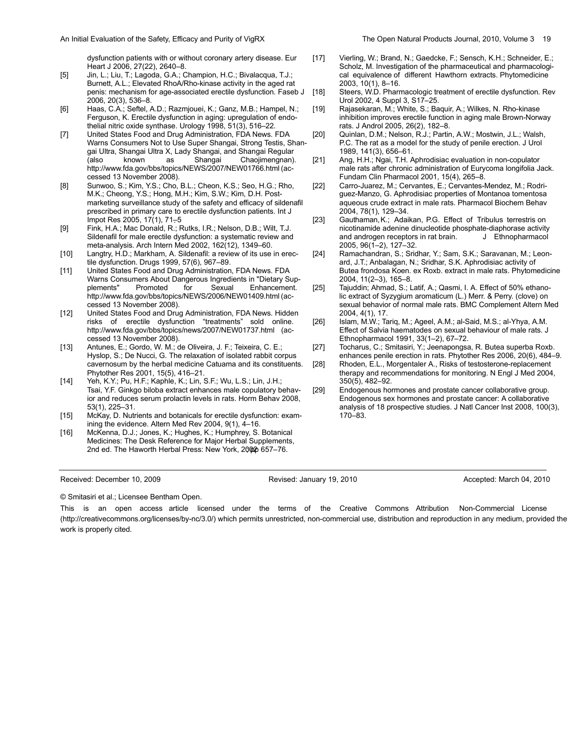dysfunction patients with or without coronary artery disease. Eur Heart J 2006, 27(22), 2640–8.

[5] Jin, L.; Liu, T.; Lagoda, G.A.; Champion, H.C.; Bivalacqua, T.J.; Burnett, A.L.; Elevated RhoA/Rho-kinase activity in the aged rat penis: mechanism for age-associated erectile dysfunction. Faseb J 2006, 20(3), 536–8.

[6] Haas, C.A.; Seftel, A.D.; Razmjouei, K.; Ganz, M.B.; Hampel, N.; Ferguson, K. Erectile dysfunction in aging: upregulation of endothelial nitric oxide synthase. Urology 1998, 51(3), 516–22.

[7] United States Food and Drug Administration, FDA News. FDA Warns Consumers Not to Use Super Shangai, Strong Testis, Shangai Ultra, Shangai Ultra X, Lady Shangai, and Shangai Regular (also known as Shangai Chaojimengnan). http://www.fda.gov/bbs/topics/NEWS/2007/NEW01766.html (accessed 13 November 2008).

[8] Sunwoo, S.; Kim, Y.S.; Cho, B.L.; Cheon, K.S.; Seo, H.G.; Rho, M.K.; Cheong, Y.S.; Hong, M.H.; Kim, S.W.; Kim, D.H. Post-marketing surveillance study of the safety and efficacy of sildenafil prescribed in primary care to erectile dysfunction patients. Int J Impot Res 2005, 17(1), 71–5

[9] Fink, H.A.; Mac Donald, R.; Rutks, I.R.; Nelson, D.B.; Wilt, T.J. Sildenafil for male erectile dysfunction: a systematic review and meta-analysis. Arch Intern Med 2002, 162(12), 1349–60.

[10] Langtry, H.D.; Markham, A. Sildenafil: a review of its use in erectile dysfunction. Drugs 1999, 57(6), 967–89.

[11] United States Food and Drug Administration, FDA News. FDA Warns Consumers About Dangerous Ingredients in "Dietary Supplements" Promoted for Sexual Enhancement. http://www.fda.gov/bbs/topics/NEWS/2006/NEW01409.html (accessed 13 November 2008).

[12] United States Food and Drug Administration, FDA News. Hidden risks of erectile dysfunction "treatments" sold online. http://www.fda.gov/bbs/topics/news/2007/NEW01737.html (accessed 13 November 2008).

[13] Antunes, E.; Gordo, W. M.; de Oliveira, J. F.; Teixeira, C. E.; Hyslop, S.; De Nucci, G. The relaxation of isolated rabbit corpus cavernosum by the herbal medicine Catuama and its constituents. Phytother Res 2001, 15(5), 416–21.

[14] Yeh, K.Y.; Pu, H.F.; Kaphle, K.; Lin, S.F.; Wu, L.S.; Lin, J.H.; Tsai, Y.F. Ginkgo biloba extract enhances male copulatory behavior and reduces serum prolactin levels in rats. Horm Behav 2008, 53(1), 225–31.

[15] McKay, D. Nutrients and botanicals for erectile dysfunction: examining the evidence. Altern Med Rev 2004, 9(1), 4–16.

[16] McKenna, D.J.; Jones, K.; Hughes, K.; Humphrey, S. Botanical Medicines: The Desk Reference for Major Herbal Supplements, 2nd ed. The Haworth Herbal Press: New York, 2002, pp 657–76.

[17] Vierling, W.; Brand, N.; Gaedcke, F.; Sensch, K.H.; Schneider, E.; Scholz, M. Investigation of the pharmaceutical and pharmacological equivalence of different Hawthorn extracts. Phytomedicine 2003, 10(1), 8–16.

[18] Steers, W.D. Pharmacologic treatment of erectile dysfunction. Rev Urol 2002, 4 Suppl 3, S17–25.

[19] Rajasekaran, M.; White, S.; Baquir, A.; Wilkes, N. Rho-kinase inhibition improves erectile function in aging male Brown-Norway rats. J Androl 2005, 26(2), 182–8.

[20] Quinlan, D.M.; Nelson, R.J.; Partin, A.W.; Mostwin, J.L.; Walsh, P.C. The rat as a model for the study of penile erection. J Urol 1989, 141(3), 656–61.

[21] Ang, H.H.; Ngai, T.H. Aphrodisiac evaluation in non-copulator male rats after chronic administration of Eurycoma longifolia Jack. Fundam Clin Pharmacol 2001, 15(4), 265–8.

[22] Carro-Juarez, M.; Cervantes, E.; Cervantes-Mendez, M.; Rodriguez-Manzo, G. Aphrodisiac properties of Montanoa tomentosa aqueous crude extract in male rats. Pharmacol Biochem Behav 2004, 78(1), 129–34.

[23] Gauthaman, K.; Adaikan, P.G. Effect of Tribulus terrestris on nicotinamide adenine dinucleotide phosphate-diaphorase activity and androgen receptors in rat brain. J Ethnopharmacol 2005, 96(1–2), 127–32.

[24] Ramachandran, S.; Sridhar, Y.; Sam, S.K.; Saravanan, M.; Leonard, J.T.; Anbalagan, N.; Sridhar, S.K. Aphrodisiac activity of Butea frondosa Koen. ex Roxb. extract in male rats. Phytomedicine 2004, 11(2–3), 165–8.

[25] Tajuddin; Ahmad, S.; Latif, A.; Qasmi, I. A. Effect of 50% ethanolic extract of Syzygium aromaticum (L.) Merr. & Perry. (clove) on sexual behavior of normal male rats. BMC Complement Altern Med 2004, 4(1), 17.

[26] Islam, M.W.; Tariq, M.; Ageel, A.M.; al-Said, M.S.; al-Yhya, A.M. Effect of Salvia haematodes on sexual behaviour of male rats. J Ethnopharmacol 1991, 33(1–2), 67–72.

[27] Tocharus, C.; Smitasiri, Y.; Jeenapongsa, R. Butea superba Roxb. enhances penile erection in rats. Phytother Res 2006, 20(6), 484–9.

[28] Rhoden, E.L., Morgentaler A., Risks of testosterone-replacement therapy and recommendations for monitoring. N Engl J Med 2004, 350(5), 482–92.

[29] Endogenous hormones and prostate cancer collaborative group. Endogenous sex hormones and prostate cancer: A collaborative analysis of 18 prospective studies. J Natl Cancer Inst 2008, 100(3), 170–83.

---

Received: December 10, 2009 Revised: January 19, 2010 Accepted: March 04, 2010

© Smitasiri et al.; Licensee Bentham Open.

This is an open access article licensed under the terms of the Creative Commons Attribution Non-Commercial License (http://creativecommons.org/licenses/by-nc/3.0/) which permits unrestricted, non-commercial use, distribution and reproduction in any medium, provided the work is properly cited.